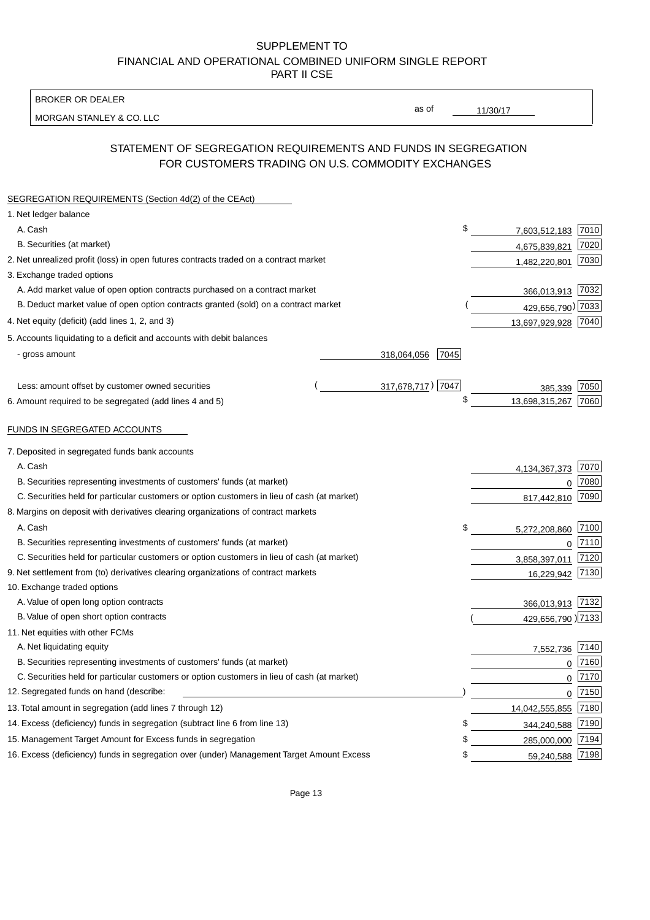SUPPLEMENT TO
FINANCIAL AND OPERATIONAL COMBINED UNIFORM SINGLE REPORT
PART II CSE

BROKER OR DEALER

MORGAN STANLEY & CO. LLC

as of 11/30/17

## STATEMENT OF SEGREGATION REQUIREMENTS AND FUNDS IN SEGREGATION FOR CUSTOMERS TRADING ON U.S. COMMODITY EXCHANGES

SEGREGATION REQUIREMENTS (Section 4d(2) of the CEAct)

| Item | | | Amount | Code |
|---|---|---|---|---|
| 1. Net ledger balance | | | | |
| A. Cash | | | $ 7,603,512,183 | 7010 |
| B. Securities (at market) | | | 4,675,839,821 | 7020 |
| 2. Net unrealized profit (loss) in open futures contracts traded on a contract market | | | 1,482,220,801 | 7030 |
| 3. Exchange traded options | | | | |
| A. Add market value of open option contracts purchased on a contract market | | | 366,013,913 | 7032 |
| B. Deduct market value of open option contracts granted (sold) on a contract market | | | (429,656,790) | 7033 |
| 4. Net equity (deficit) (add lines 1, 2, and 3) | | | 13,697,929,928 | 7040 |
| 5. Accounts liquidating to a deficit and accounts with debit balances | | | | |
| - gross amount | 318,064,056 | 7045 | | |
| Less: amount offset by customer owned securities | (317,678,717) | 7047 | 385,339 | 7050 |
| 6. Amount required to be segregated (add lines 4 and 5) | | | $ 13,698,315,267 | 7060 |

FUNDS IN SEGREGATED ACCOUNTS

| Item | Amount | Code |
|---|---|---|
| 7. Deposited in segregated funds bank accounts | | |
| A. Cash | 4,134,367,373 | 7070 |
| B. Securities representing investments of customers' funds (at market) | 0 | 7080 |
| C. Securities held for particular customers or option customers in lieu of cash (at market) | 817,442,810 | 7090 |
| 8. Margins on deposit with derivatives clearing organizations of contract markets | | |
| A. Cash | $ 5,272,208,860 | 7100 |
| B. Securities representing investments of customers' funds (at market) | 0 | 7110 |
| C. Securities held for particular customers or option customers in lieu of cash (at market) | 3,858,397,011 | 7120 |
| 9. Net settlement from (to) derivatives clearing organizations of contract markets | 16,229,942 | 7130 |
| 10. Exchange traded options | | |
| A. Value of open long option contracts | 366,013,913 | 7132 |
| B. Value of open short option contracts | (429,656,790) | 7133 |
| 11. Net equities with other FCMs | | |
| A. Net liquidating equity | 7,552,736 | 7140 |
| B. Securities representing investments of customers' funds (at market) | 0 | 7160 |
| C. Securities held for particular customers or option customers in lieu of cash (at market) | 0 | 7170 |
| 12. Segregated funds on hand (describe: ) | 0 | 7150 |
| 13. Total amount in segregation (add lines 7 through 12) | 14,042,555,855 | 7180 |
| 14. Excess (deficiency) funds in segregation (subtract line 6 from line 13) | $ 344,240,588 | 7190 |
| 15. Management Target Amount for Excess funds in segregation | $ 285,000,000 | 7194 |
| 16. Excess (deficiency) funds in segregation over (under) Management Target Amount Excess | $ 59,240,588 | 7198 |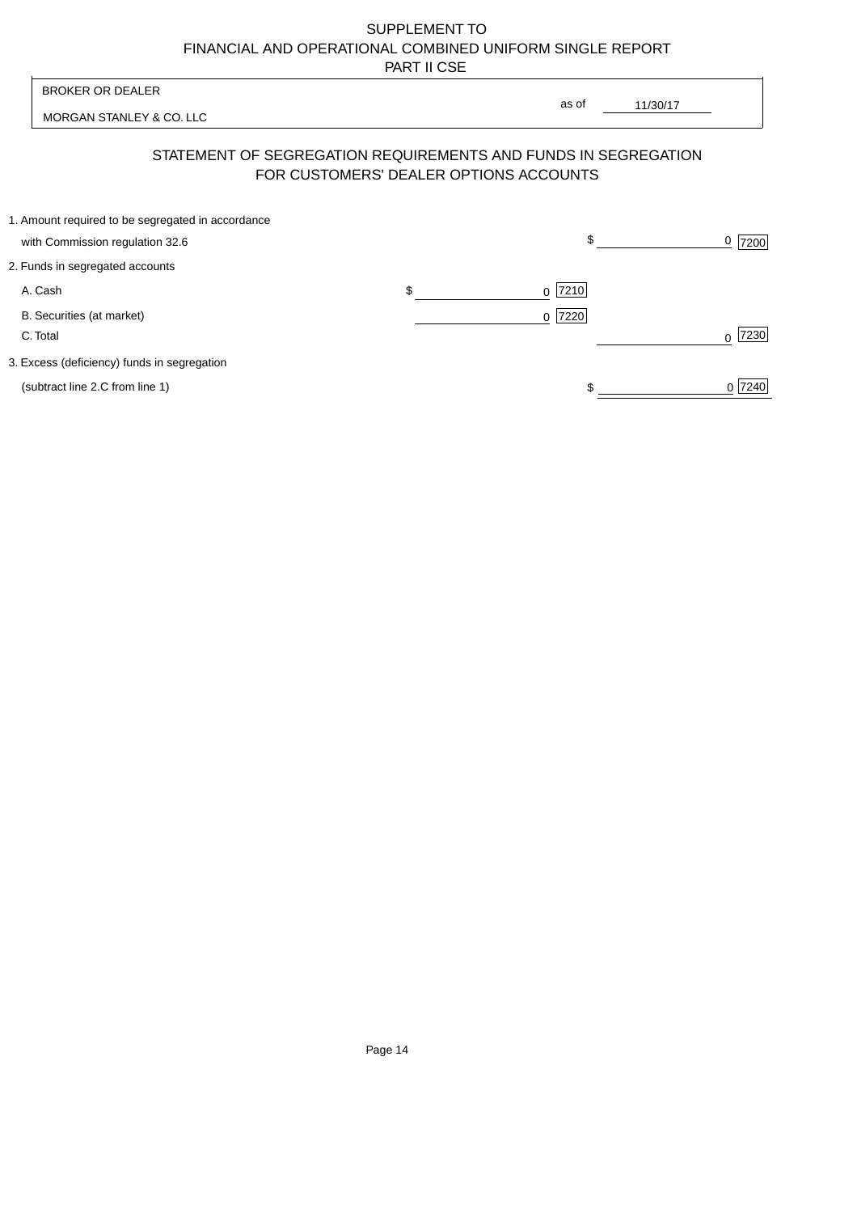SUPPLEMENT TO
FINANCIAL AND OPERATIONAL COMBINED UNIFORM SINGLE REPORT
PART II CSE

| BROKER OR DEALER | | |
|---|---|---|
| MORGAN STANLEY & CO. LLC | as of | 11/30/17 |

## STATEMENT OF SEGREGATION REQUIREMENTS AND FUNDS IN SEGREGATION FOR CUSTOMERS' DEALER OPTIONS ACCOUNTS

| | | |
|---|---|---|
| 1. Amount required to be segregated in accordance with Commission regulation 32.6 | | $ 0 [7200] |
| 2. Funds in segregated accounts | | |
| A. Cash | $ 0 [7210] | |
| B. Securities (at market) | 0 [7220] | |
| C. Total | | 0 [7230] |
| 3. Excess (deficiency) funds in segregation (subtract line 2.C from line 1) | | $ 0 [7240] |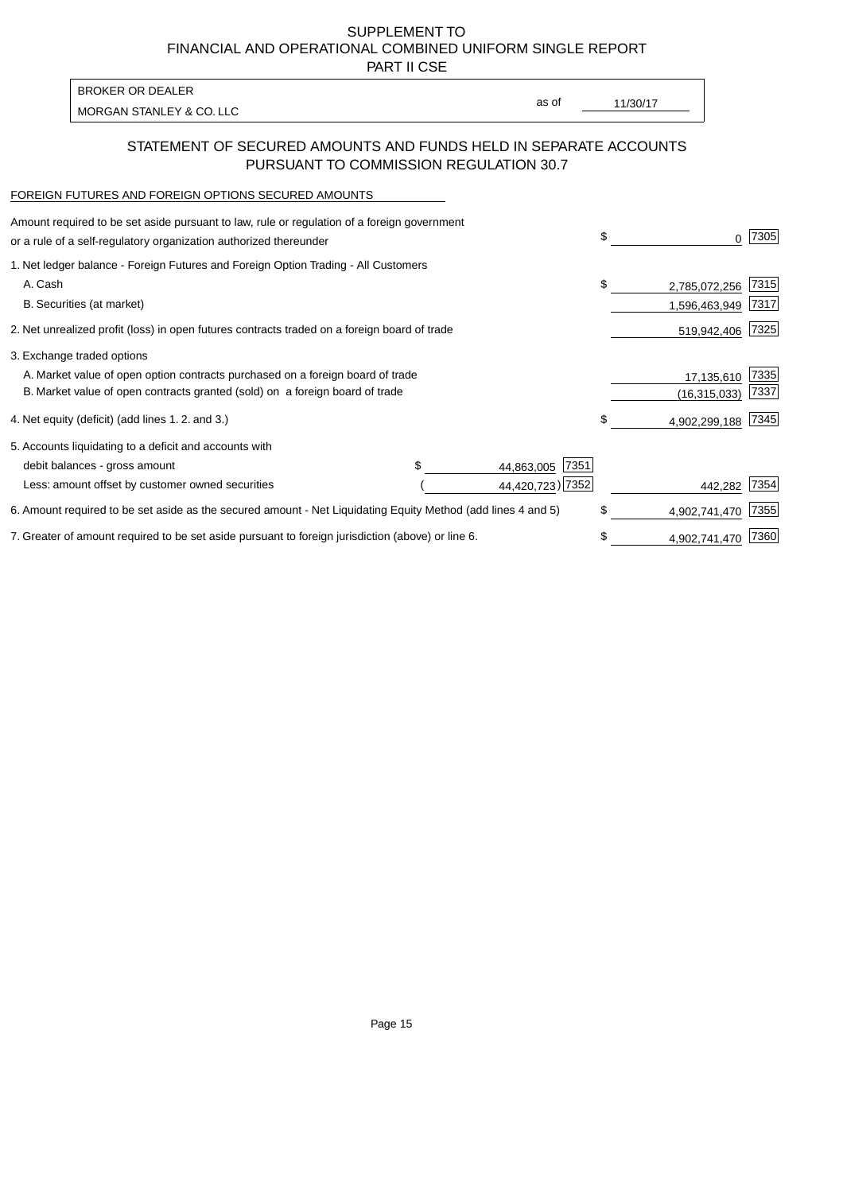SUPPLEMENT TO
FINANCIAL AND OPERATIONAL COMBINED UNIFORM SINGLE REPORT
PART II CSE

| BROKER OR DEALER | | |
|---|---|---|
| MORGAN STANLEY & CO. LLC | as of | 11/30/17 |

## STATEMENT OF SECURED AMOUNTS AND FUNDS HELD IN SEPARATE ACCOUNTS PURSUANT TO COMMISSION REGULATION 30.7

FOREIGN FUTURES AND FOREIGN OPTIONS SECURED AMOUNTS

| | | | | |
|---|---|---|---|---|
| Amount required to be set aside pursuant to law, rule or regulation of a foreign government or a rule of a self-regulatory organization authorized thereunder | | | $ 0 | 7305 |
| 1. Net ledger balance - Foreign Futures and Foreign Option Trading - All Customers | | | | |
| A. Cash | | | $ 2,785,072,256 | 7315 |
| B. Securities (at market) | | | 1,596,463,949 | 7317 |
| 2. Net unrealized profit (loss) in open futures contracts traded on a foreign board of trade | | | 519,942,406 | 7325 |
| 3. Exchange traded options | | | | |
| A. Market value of open option contracts purchased on a foreign board of trade | | | 17,135,610 | 7335 |
| B. Market value of open contracts granted (sold) on a foreign board of trade | | | (16,315,033) | 7337 |
| 4. Net equity (deficit) (add lines 1. 2. and 3.) | | | $ 4,902,299,188 | 7345 |
| 5. Accounts liquidating to a deficit and accounts with | | | | |
| debit balances - gross amount | $ 44,863,005 | 7351 | | |
| Less: amount offset by customer owned securities | ( 44,420,723) | 7352 | 442,282 | 7354 |
| 6. Amount required to be set aside as the secured amount - Net Liquidating Equity Method (add lines 4 and 5) | | | $ 4,902,741,470 | 7355 |
| 7. Greater of amount required to be set aside pursuant to foreign jurisdiction (above) or line 6. | | | $ 4,902,741,470 | 7360 |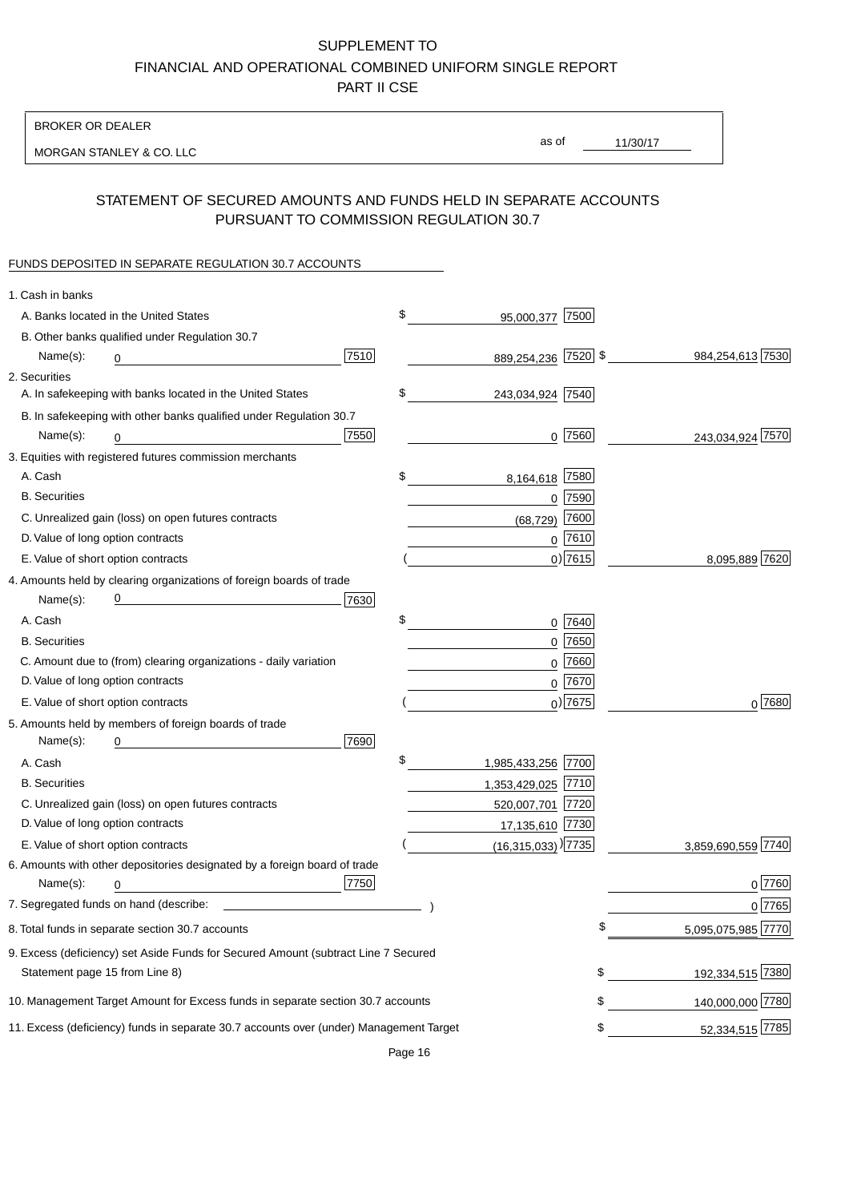# SUPPLEMENT TO
# FINANCIAL AND OPERATIONAL COMBINED UNIFORM SINGLE REPORT
# PART II CSE

BROKER OR DEALER

MORGAN STANLEY & CO. LLC

as of 11/30/17

## STATEMENT OF SECURED AMOUNTS AND FUNDS HELD IN SEPARATE ACCOUNTS PURSUANT TO COMMISSION REGULATION 30.7

FUNDS DEPOSITED IN SEPARATE REGULATION 30.7 ACCOUNTS

| | | | | |
|---|---|---|---|---|
| 1. Cash in banks | | | | |
| A. Banks located in the United States | | $ 95,000,377 | 7500 | |
| B. Other banks qualified under Regulation 30.7 | | | | |
| Name(s): 0 | 7510 | 889,254,236 | 7520 | $ 984,254,613 7530 |
| 2. Securities | | | | |
| A. In safekeeping with banks located in the United States | | $ 243,034,924 | 7540 | |
| B. In safekeeping with other banks qualified under Regulation 30.7 | | | | |
| Name(s): 0 | 7550 | 0 | 7560 | 243,034,924 7570 |
| 3. Equities with registered futures commission merchants | | | | |
| A. Cash | | $ 8,164,618 | 7580 | |
| B. Securities | | 0 | 7590 | |
| C. Unrealized gain (loss) on open futures contracts | | (68,729) | 7600 | |
| D. Value of long option contracts | | 0 | 7610 | |
| E. Value of short option contracts | | ( 0) | 7615 | 8,095,889 7620 |
| 4. Amounts held by clearing organizations of foreign boards of trade | | | | |
| Name(s): 0 | 7630 | | | |
| A. Cash | | $ 0 | 7640 | |
| B. Securities | | 0 | 7650 | |
| C. Amount due to (from) clearing organizations - daily variation | | 0 | 7660 | |
| D. Value of long option contracts | | 0 | 7670 | |
| E. Value of short option contracts | | ( 0) | 7675 | 0 7680 |
| 5. Amounts held by members of foreign boards of trade | | | | |
| Name(s): 0 | 7690 | | | |
| A. Cash | | $ 1,985,433,256 | 7700 | |
| B. Securities | | 1,353,429,025 | 7710 | |
| C. Unrealized gain (loss) on open futures contracts | | 520,007,701 | 7720 | |
| D. Value of long option contracts | | 17,135,610 | 7730 | |
| E. Value of short option contracts | | ( (16,315,033) ) | 7735 | 3,859,690,559 7740 |
| 6. Amounts with other depositories designated by a foreign board of trade | | | | |
| Name(s): 0 | 7750 | | | 0 7760 |
| 7. Segregated funds on hand (describe: ) | | | | 0 7765 |
| 8. Total funds in separate section 30.7 accounts | | | | $ 5,095,075,985 7770 |
| 9. Excess (deficiency) set Aside Funds for Secured Amount (subtract Line 7 Secured Statement page 15 from Line 8) | | | | $ 192,334,515 7380 |
| 10. Management Target Amount for Excess funds in separate section 30.7 accounts | | | | $ 140,000,000 7780 |
| 11. Excess (deficiency) funds in separate 30.7 accounts over (under) Management Target | | | | $ 52,334,515 7785 |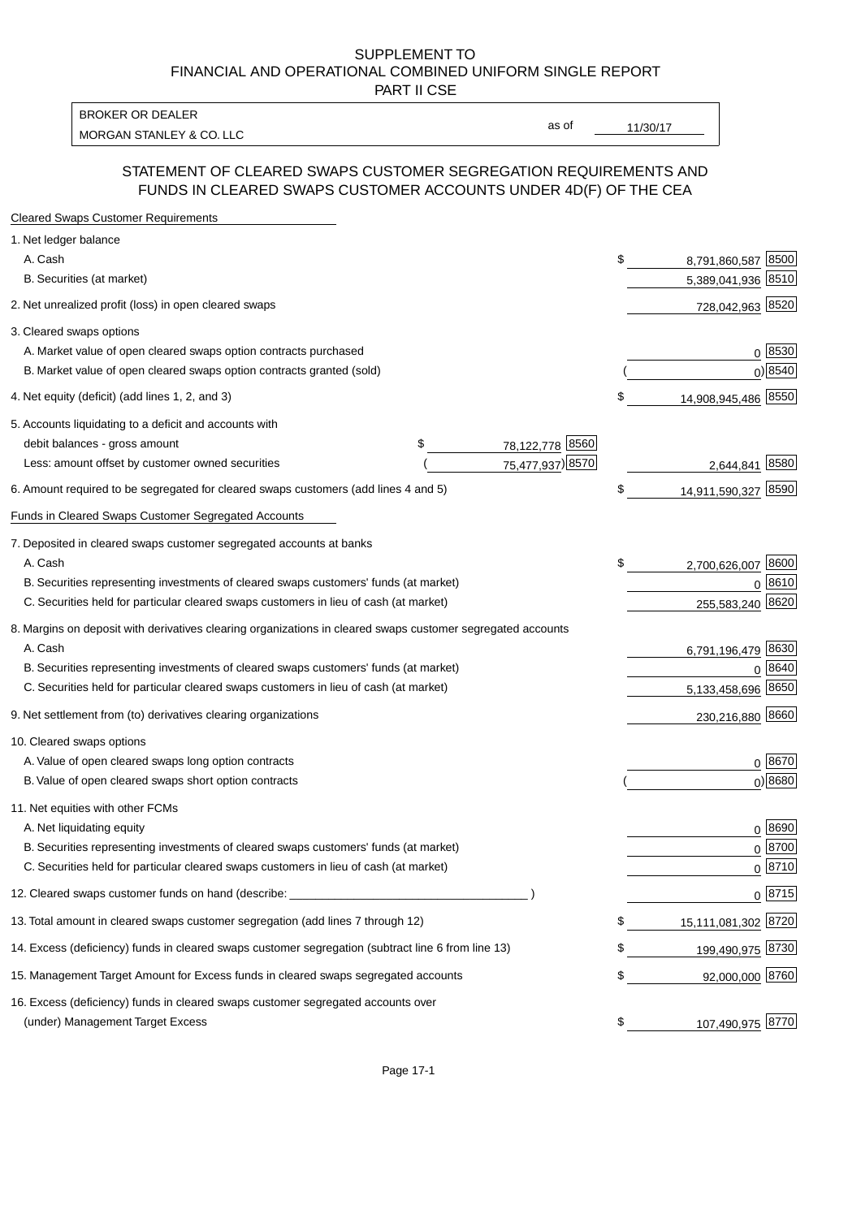SUPPLEMENT TO
FINANCIAL AND OPERATIONAL COMBINED UNIFORM SINGLE REPORT
PART II CSE

| | | |
|---|---|---|
| BROKER OR DEALER | | |
| MORGAN STANLEY & CO. LLC | as of | 11/30/17 |

## STATEMENT OF CLEARED SWAPS CUSTOMER SEGREGATION REQUIREMENTS AND FUNDS IN CLEARED SWAPS CUSTOMER ACCOUNTS UNDER 4D(F) OF THE CEA

| | | | | |
|---|---|---|---|---|
| **Cleared Swaps Customer Requirements** | | | | |
| 1. Net ledger balance | | | | |
| A. Cash | | | $ 8,791,860,587 | 8500 |
| B. Securities (at market) | | | 5,389,041,936 | 8510 |
| 2. Net unrealized profit (loss) in open cleared swaps | | | 728,042,963 | 8520 |
| 3. Cleared swaps options | | | | |
| A. Market value of open cleared swaps option contracts purchased | | | 0 | 8530 |
| B. Market value of open cleared swaps option contracts granted (sold) | | | ( 0) | 8540 |
| 4. Net equity (deficit) (add lines 1, 2, and 3) | | | $ 14,908,945,486 | 8550 |
| 5. Accounts liquidating to a deficit and accounts with | | | | |
| debit balances - gross amount | $ 78,122,778 | 8560 | | |
| Less: amount offset by customer owned securities | ( 75,477,937) | 8570 | 2,644,841 | 8580 |
| 6. Amount required to be segregated for cleared swaps customers (add lines 4 and 5) | | | $ 14,911,590,327 | 8590 |
| **Funds in Cleared Swaps Customer Segregated Accounts** | | | | |
| 7. Deposited in cleared swaps customer segregated accounts at banks | | | | |
| A. Cash | | | $ 2,700,626,007 | 8600 |
| B. Securities representing investments of cleared swaps customers' funds (at market) | | | 0 | 8610 |
| C. Securities held for particular cleared swaps customers in lieu of cash (at market) | | | 255,583,240 | 8620 |
| 8. Margins on deposit with derivatives clearing organizations in cleared swaps customer segregated accounts | | | | |
| A. Cash | | | 6,791,196,479 | 8630 |
| B. Securities representing investments of cleared swaps customers' funds (at market) | | | 0 | 8640 |
| C. Securities held for particular cleared swaps customers in lieu of cash (at market) | | | 5,133,458,696 | 8650 |
| 9. Net settlement from (to) derivatives clearing organizations | | | 230,216,880 | 8660 |
| 10. Cleared swaps options | | | | |
| A. Value of open cleared swaps long option contracts | | | 0 | 8670 |
| B. Value of open cleared swaps short option contracts | | | ( 0) | 8680 |
| 11. Net equities with other FCMs | | | | |
| A. Net liquidating equity | | | 0 | 8690 |
| B. Securities representing investments of cleared swaps customers' funds (at market) | | | 0 | 8700 |
| C. Securities held for particular cleared swaps customers in lieu of cash (at market) | | | 0 | 8710 |
| 12. Cleared swaps customer funds on hand (describe: _______________ ) | | | 0 | 8715 |
| 13. Total amount in cleared swaps customer segregation (add lines 7 through 12) | | | $ 15,111,081,302 | 8720 |
| 14. Excess (deficiency) funds in cleared swaps customer segregation (subtract line 6 from line 13) | | | $ 199,490,975 | 8730 |
| 15. Management Target Amount for Excess funds in cleared swaps segregated accounts | | | $ 92,000,000 | 8760 |
| 16. Excess (deficiency) funds in cleared swaps customer segregated accounts over (under) Management Target Excess | | | $ 107,490,975 | 8770 |